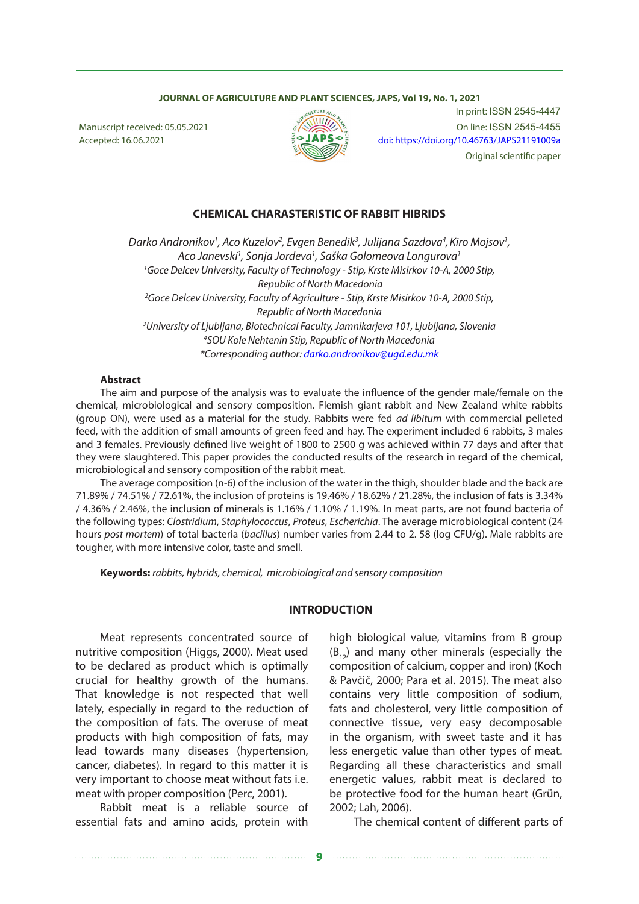Manuscript received: 05.05.2021
Accepted: 16.06.2021

In print: ISSN 2545-4447
On line: ISSN 2545-4455
doi: https://doi.org/10.46763/JAPS21191009a
Original scientific paper

# CHEMICAL CHARASTERISTIC OF RABBIT HIBRIDS

*Darko Andronikov[1], Aco Kuzelov[2], Evgen Benedik[3], Julijana Sazdova[4], Kiro Mojsov[1], Aco Janevski[1], Sonja Jordeva[1], Saška Golomeova Longurova[1]*

*[1]Goce Delcev University, Faculty of Technology - Stip, Krste Misirkov 10-A, 2000 Stip, Republic of North Macedonia*
*[2]Goce Delcev University, Faculty of Agriculture - Stip, Krste Misirkov 10-A, 2000 Stip, Republic of North Macedonia*
*[3]University of Ljubljana, Biotechnical Faculty, Jamnikarjeva 101, Ljubljana, Slovenia*
*[4]SOU Kole Nehtenin Stip, Republic of North Macedonia*
*\*Corresponding author: darko.andronikov@ugd.edu.mk*

**Abstract**

The aim and purpose of the analysis was to evaluate the influence of the gender male/female on the chemical, microbiological and sensory composition. Flemish giant rabbit and New Zealand white rabbits (group ON), were used as a material for the study. Rabbits were fed *ad libitum* with commercial pelleted feed, with the addition of small amounts of green feed and hay. The experiment included 6 rabbits, 3 males and 3 females. Previously defined live weight of 1800 to 2500 g was achieved within 77 days and after that they were slaughtered. This paper provides the conducted results of the research in regard of the chemical, microbiological and sensory composition of the rabbit meat.

The average composition (n-6) of the inclusion of the water in the thigh, shoulder blade and the back are 71.89% / 74.51% / 72.61%, the inclusion of proteins is 19.46% / 18.62% / 21.28%, the inclusion of fats is 3.34% / 4.36% / 2.46%, the inclusion of minerals is 1.16% / 1.10% / 1.19%. In meat parts, are not found bacteria of the following types: *Clostridium*, *Staphylococcus*, *Proteus*, *Escherichia*. The average microbiological content (24 hours *post mortem*) of total bacteria (*bacillus*) number varies from 2.44 to 2. 58 (log CFU/g). Male rabbits are tougher, with more intensive color, taste and smell.

**Keywords:** *rabbits, hybrids, chemical, microbiological and sensory composition*

## INTRODUCTION

Meat represents concentrated source of nutritive composition (Higgs, 2000). Meat used to be declared as product which is optimally crucial for healthy growth of the humans. That knowledge is not respected that well lately, especially in regard to the reduction of the composition of fats. The overuse of meat products with high composition of fats, may lead towards many diseases (hypertension, cancer, diabetes). In regard to this matter it is very important to choose meat without fats i.e. meat with proper composition (Perc, 2001).

Rabbit meat is a reliable source of essential fats and amino acids, protein with high biological value, vitamins from B group ($B_{12}$) and many other minerals (especially the composition of calcium, copper and iron) (Koch & Pavčič, 2000; Para et al. 2015). The meat also contains very little composition of sodium, fats and cholesterol, very little composition of connective tissue, very easy decomposable in the organism, with sweet taste and it has less energetic value than other types of meat. Regarding all these characteristics and small energetic values, rabbit meat is declared to be protective food for the human heart (Grün, 2002; Lah, 2006).

The chemical content of different parts of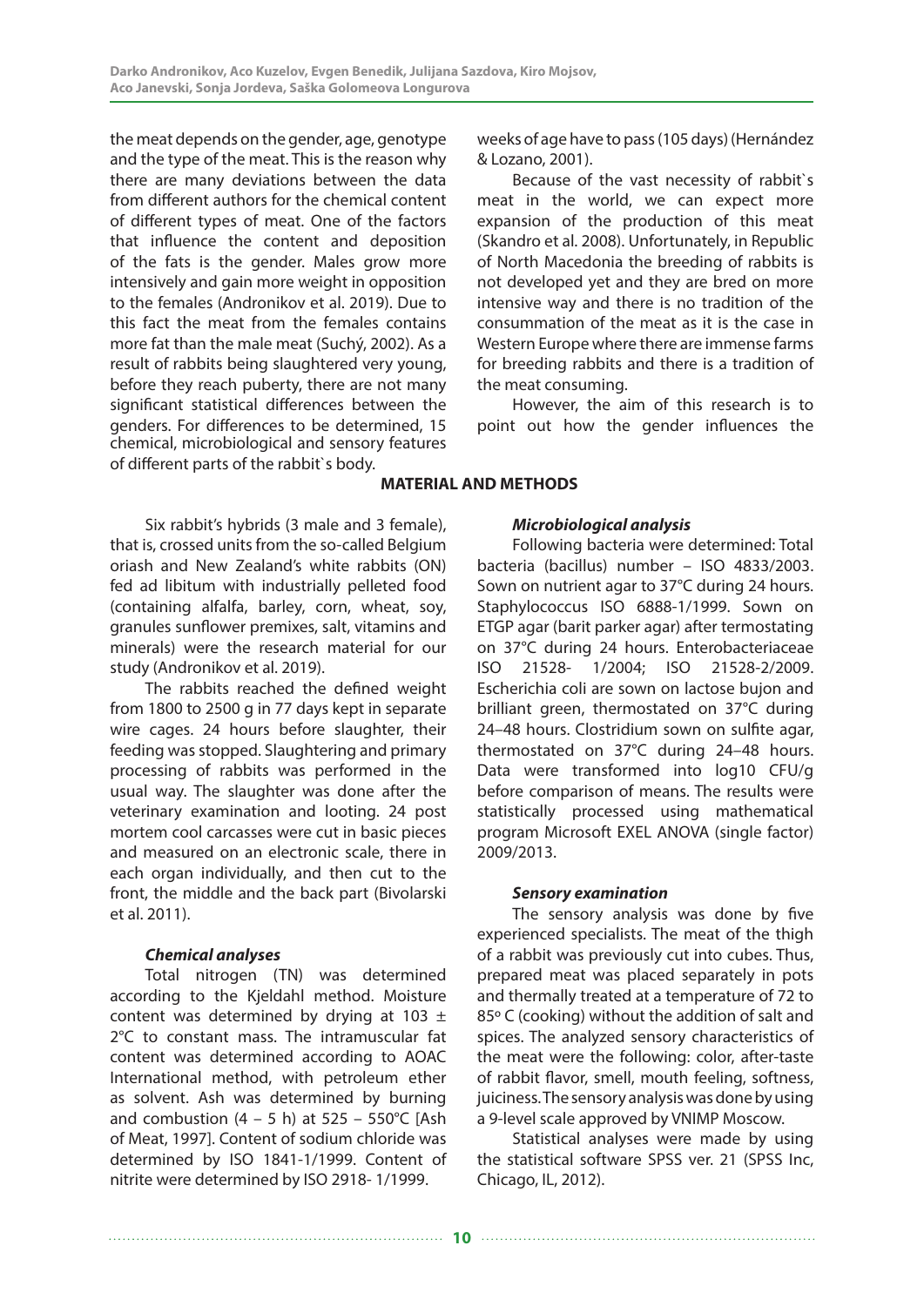the meat depends on the gender, age, genotype and the type of the meat. This is the reason why there are many deviations between the data from different authors for the chemical content of different types of meat. One of the factors that influence the content and deposition of the fats is the gender. Males grow more intensively and gain more weight in opposition to the females (Andronikov et al. 2019). Due to this fact the meat from the females contains more fat than the male meat (Suchý, 2002). As a result of rabbits being slaughtered very young, before they reach puberty, there are not many significant statistical differences between the genders. For differences to be determined, 15 weeks of age have to pass (105 days) (Hernández & Lozano, 2001).

Because of the vast necessity of rabbit`s meat in the world, we can expect more expansion of the production of this meat (Skandro et al. 2008). Unfortunately, in Republic of North Macedonia the breeding of rabbits is not developed yet and they are bred on more intensive way and there is no tradition of the consummation of the meat as it is the case in Western Europe where there are immense farms for breeding rabbits and there is a tradition of the meat consuming.

However, the aim of this research is to point out how the gender influences the chemical, microbiological and sensory features of different parts of the rabbit`s body.

## MATERIAL AND METHODS

Six rabbit's hybrids (3 male and 3 female), that is, crossed units from the so-called Belgium oriash and New Zealand's white rabbits (ON) fed ad libitum with industrially pelleted food (containing alfalfa, barley, corn, wheat, soy, granules sunflower premixes, salt, vitamins and minerals) were the research material for our study (Andronikov et al. 2019).

The rabbits reached the defined weight from 1800 to 2500 g in 77 days kept in separate wire cages. 24 hours before slaughter, their feeding was stopped. Slaughtering and primary processing of rabbits was performed in the usual way. The slaughter was done after the veterinary examination and looting. 24 post mortem cool carcasses were cut in basic pieces and measured on an electronic scale, there in each organ individually, and then cut to the front, the middle and the back part (Bivolarski et al. 2011).

### *Chemical analyses*

Total nitrogen (TN) was determined according to the Kjeldahl method. Moisture content was determined by drying at 103 ± 2°C to constant mass. The intramuscular fat content was determined according to AOAC International method, with petroleum ether as solvent. Ash was determined by burning and combustion (4 – 5 h) at 525 – 550°C [Ash of Meat, 1997]. Content of sodium chloride was determined by ISO 1841-1/1999. Content of nitrite were determined by ISO 2918- 1/1999.

### *Microbiological analysis*

Following bacteria were determined: Total bacteria (bacillus) number – ISO 4833/2003. Sown on nutrient agar to 37°C during 24 hours. Staphylococcus ISO 6888-1/1999. Sown on ETGP agar (barit parker agar) after termostating on 37°C during 24 hours. Enterobacteriaceae ISO 21528- 1/2004; ISO 21528-2/2009. Escherichia coli are sown on lactose bujon and brilliant green, thermostated on 37°C during 24–48 hours. Clostridium sown on sulfite agar, thermostated on 37°C during 24–48 hours. Data were transformed into log10 CFU/g before comparison of means. The results were statistically processed using mathematical program Microsoft EXEL ANOVA (single factor) 2009/2013.

### *Sensory examination*

The sensory analysis was done by five experienced specialists. The meat of the thigh of a rabbit was previously cut into cubes. Thus, prepared meat was placed separately in pots and thermally treated at a temperature of 72 to 85º C (cooking) without the addition of salt and spices. The analyzed sensory characteristics of the meat were the following: color, after-taste of rabbit flavor, smell, mouth feeling, softness, juiciness. The sensory analysis was done by using a 9-level scale approved by VNIMP Moscow.

Statistical analyses were made by using the statistical software SPSS ver. 21 (SPSS Inc, Chicago, IL, 2012).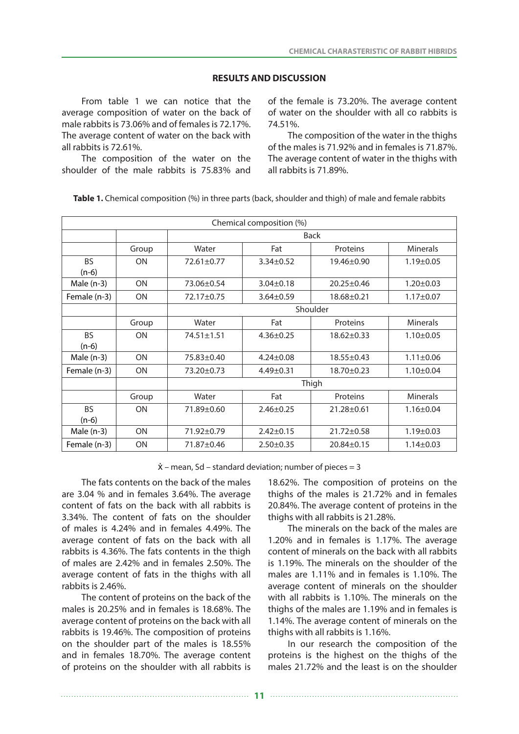## RESULTS AND DISCUSSION

From table 1 we can notice that the average composition of water on the back of male rabbits is 73.06% and of females is 72.17%. The average content of water on the back with all rabbits is 72.61%.

The composition of the water on the shoulder of the male rabbits is 75.83% and of the female is 73.20%. The average content of water on the shoulder with all co rabbits is 74.51%.

The composition of the water in the thighs of the males is 71.92% and in females is 71.87%. The average content of water in the thighs with all rabbits is 71.89%.

**Table 1.** Chemical composition (%) in three parts (back, shoulder and thigh) of male and female rabbits

| Chemical composition (%) | | | | | |
|---|---|---|---|---|---|
| | | Back | | | |
| | Group | Water | Fat | Proteins | Minerals |
| BS (n-6) | ON | 72.61±0.77 | 3.34±0.52 | 19.46±0.90 | 1.19±0.05 |
| Male (n-3) | ON | 73.06±0.54 | 3.04±0.18 | 20.25±0.46 | 1.20±0.03 |
| Female (n-3) | ON | 72.17±0.75 | 3.64±0.59 | 18.68±0.21 | 1.17±0.07 |
| | | Shoulder | | | |
| | Group | Water | Fat | Proteins | Minerals |
| BS (n-6) | ON | 74.51±1.51 | 4.36±0.25 | 18.62±0.33 | 1.10±0.05 |
| Male (n-3) | ON | 75.83±0.40 | 4.24±0.08 | 18.55±0.43 | 1.11±0.06 |
| Female (n-3) | ON | 73.20±0.73 | 4.49±0.31 | 18.70±0.23 | 1.10±0.04 |
| | | Thigh | | | |
| | Group | Water | Fat | Proteins | Minerals |
| BS (n-6) | ON | 71.89±0.60 | 2.46±0.25 | 21.28±0.61 | 1.16±0.04 |
| Male (n-3) | ON | 71.92±0.79 | 2.42±0.15 | 21.72±0.58 | 1.19±0.03 |
| Female (n-3) | ON | 71.87±0.46 | 2.50±0.35 | 20.84±0.15 | 1.14±0.03 |

$\dot{x}$ – mean, Sd – standard deviation; number of pieces = 3

The fats contents on the back of the males are 3.04 % and in females 3.64%. The average content of fats on the back with all rabbits is 3.34%. The content of fats on the shoulder of males is 4.24% and in females 4.49%. The average content of fats on the back with all rabbits is 4.36%. The fats contents in the thigh of males are 2.42% and in females 2.50%. The average content of fats in the thighs with all rabbits is 2.46%.

The content of proteins on the back of the males is 20.25% and in females is 18.68%. The average content of proteins on the back with all rabbits is 19.46%. The composition of proteins on the shoulder part of the males is 18.55% and in females 18.70%. The average content of proteins on the shoulder with all rabbits is 18.62%. The composition of proteins on the thighs of the males is 21.72% and in females 20.84%. The average content of proteins in the thighs with all rabbits is 21.28%.

The minerals on the back of the males are 1.20% and in females is 1.17%. The average content of minerals on the back with all rabbits is 1.19%. The minerals on the shoulder of the males are 1.11% and in females is 1.10%. The average content of minerals on the shoulder with all rabbits is 1.10%. The minerals on the thighs of the males are 1.19% and in females is 1.14%. The average content of minerals on the thighs with all rabbits is 1.16%.

In our research the composition of the proteins is the highest on the thighs of the males 21.72% and the least is on the shoulder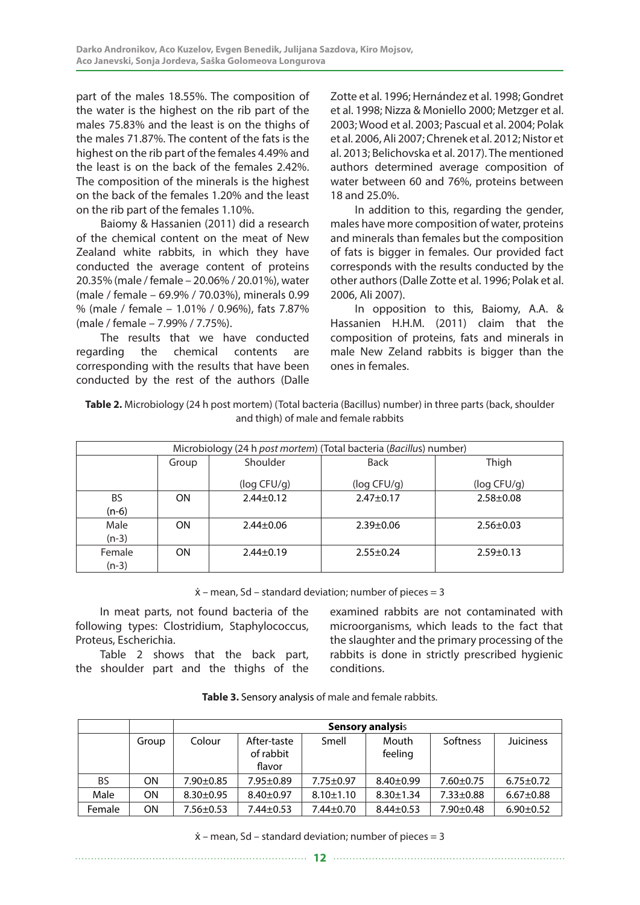part of the males 18.55%. The composition of the water is the highest on the rib part of the males 75.83% and the least is on the thighs of the males 71.87%. The content of the fats is the highest on the rib part of the females 4.49% and the least is on the back of the females 2.42%. The composition of the minerals is the highest on the back of the females 1.20% and the least on the rib part of the females 1.10%.

Baiomy & Hassanien (2011) did a research of the chemical content on the meat of New Zealand white rabbits, in which they have conducted the average content of proteins 20.35% (male / female – 20.06% / 20.01%), water (male / female – 69.9% / 70.03%), minerals 0.99 % (male / female – 1.01% / 0.96%), fats 7.87% (male / female – 7.99% / 7.75%).

The results that we have conducted regarding the chemical contents are corresponding with the results that have been conducted by the rest of the authors (Dalle Zotte et al. 1996; Hernández et al. 1998; Gondret et al. 1998; Nizza & Moniello 2000; Metzger et al. 2003; Wood et al. 2003; Pascual et al. 2004; Polak et al. 2006, Ali 2007; Chrenek et al. 2012; Nistor et al. 2013; Belichovska et al. 2017). The mentioned authors determined average composition of water between 60 and 76%, proteins between 18 and 25.0%.

In addition to this, regarding the gender, males have more composition of water, proteins and minerals than females but the composition of fats is bigger in females. Our provided fact corresponds with the results conducted by the other authors (Dalle Zotte et al. 1996; Polak et al. 2006, Ali 2007).

In opposition to this, Baiomy, A.A. & Hassanien H.H.M. (2011) claim that the composition of proteins, fats and minerals in male New Zeland rabbits is bigger than the ones in females.

**Table 2.** Microbiology (24 h post mortem) (Total bacteria (Bacillus) number) in three parts (back, shoulder and thigh) of male and female rabbits

| Microbiology (24 h *post mortem*) (Total bacteria (*Bacillus*) number) | | | | |
|---|---|---|---|---|
| | Group | Shoulder (log CFU/g) | Back (log CFU/g) | Thigh (log CFU/g) |
| BS (n-6) | ON | 2.44±0.12 | 2.47±0.17 | 2.58±0.08 |
| Male (n-3) | ON | 2.44±0.06 | 2.39±0.06 | 2.56±0.03 |
| Female (n-3) | ON | 2.44±0.19 | 2.55±0.24 | 2.59±0.13 |

ẋ – mean, Sd – standard deviation; number of pieces = 3

In meat parts, not found bacteria of the following types: Clostridium, Staphylococcus, Proteus, Escherichia.

Table 2 shows that the back part, the shoulder part and the thighs of the examined rabbits are not contaminated with microorganisms, which leads to the fact that the slaughter and the primary processing of the rabbits is done in strictly prescribed hygienic conditions.

**Table 3.** Sensory analysis of male and female rabbits.

| | | **Sensory analysis** | | | | | |
|---|---|---|---|---|---|---|---|
| | Group | Colour | After-taste of rabbit flavor | Smell | Mouth feeling | Softness | Juiciness |
| BS | ON | 7.90±0.85 | 7.95±0.89 | 7.75±0.97 | 8.40±0.99 | 7.60±0.75 | 6.75±0.72 |
| Male | ON | 8.30±0.95 | 8.40±0.97 | 8.10±1.10 | 8.30±1.34 | 7.33±0.88 | 6.67±0.88 |
| Female | ON | 7.56±0.53 | 7.44±0.53 | 7.44±0.70 | 8.44±0.53 | 7.90±0.48 | 6.90±0.52 |

ẋ – mean, Sd – standard deviation; number of pieces = 3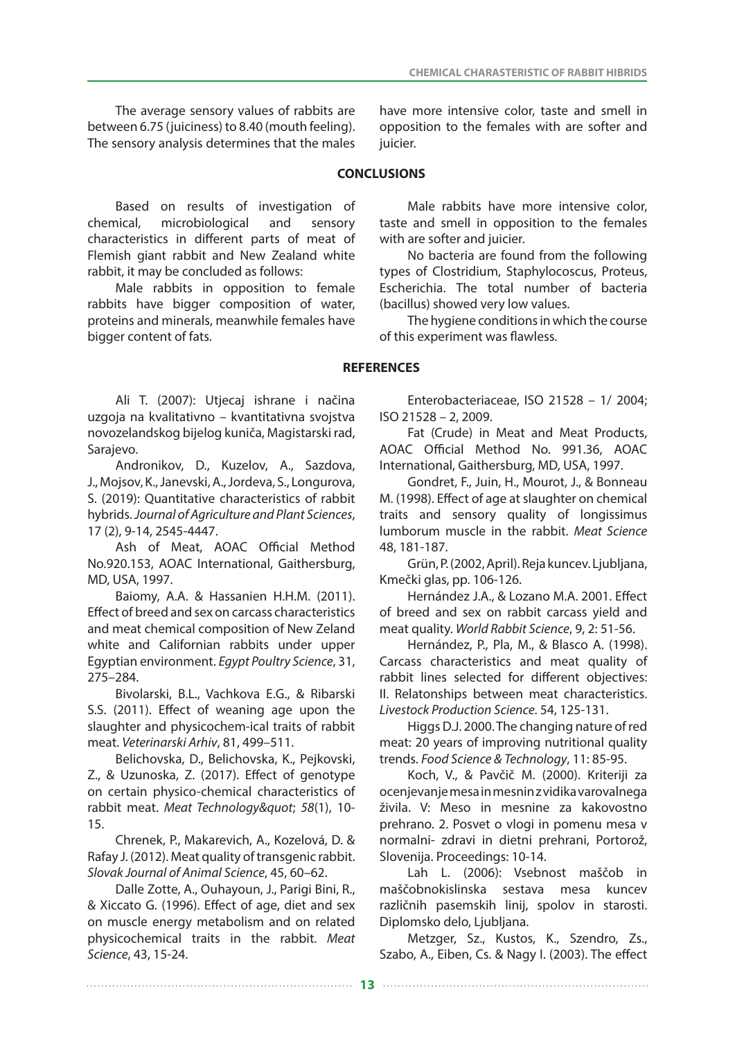The average sensory values of rabbits are between 6.75 (juiciness) to 8.40 (mouth feeling). The sensory analysis determines that the males have more intensive color, taste and smell in opposition to the females with are softer and juicier.

## CONCLUSIONS

Based on results of investigation of chemical, microbiological and sensory characteristics in different parts of meat of Flemish giant rabbit and New Zealand white rabbit, it may be concluded as follows:

Male rabbits in opposition to female rabbits have bigger composition of water, proteins and minerals, meanwhile females have bigger content of fats.

Male rabbits have more intensive color, taste and smell in opposition to the females with are softer and juicier.

No bacteria are found from the following types of Clostridium, Staphylocoscus, Proteus, Escherichia. The total number of bacteria (bacillus) showed very low values.

The hygiene conditions in which the course of this experiment was flawless.

## REFERENCES

Ali T. (2007): Utjecaj ishrane i načina uzgoja na kvalitativno – kvantitativna svojstva novozelandskog bijelog kuniča, Magistarski rad, Sarajevo.

Andronikov, D., Kuzelov, A., Sazdova, J., Mojsov, K., Janevski, A., Jordeva, S., Longurova, S. (2019): Quantitative characteristics of rabbit hybrids. *Journal of Agriculture and Plant Sciences*, 17 (2), 9-14, 2545-4447.

Ash of Meat, AOAC Official Method No.920.153, AOAC International, Gaithersburg, MD, USA, 1997.

Baiomy, A.A. & Hassanien H.H.M. (2011). Effect of breed and sex on carcass characteristics and meat chemical composition of New Zeland white and Californian rabbits under upper Egyptian environment. *Egypt Poultry Science*, 31, 275–284.

Bivolarski, B.L., Vachkova E.G., & Ribarski S.S. (2011). Effect of weaning age upon the slaughter and physicochem-ical traits of rabbit meat. *Veterinarski Arhiv*, 81, 499–511.

Belichovska, D., Belichovska, K., Pejkovski, Z., & Uzunoska, Z. (2017). Effect of genotype on certain physico-chemical characteristics of rabbit meat. *Meat Technology&quot*; *58*(1), 10-15.

Chrenek, P., Makarevich, A., Kozelová, D. & Rafay J. (2012). Meat quality of transgenic rabbit. *Slovak Journal of Animal Science*, 45, 60–62.

Dalle Zotte, A., Ouhayoun, J., Parigi Bini, R., & Xiccato G. (1996). Effect of age, diet and sex on muscle energy metabolism and on related physicochemical traits in the rabbit. *Meat Science*, 43, 15-24.

Enterobacteriaceae, ISO 21528 – 1/ 2004; ISO 21528 – 2, 2009.

Fat (Crude) in Meat and Meat Products, AOAC Official Method No. 991.36, AOAC International, Gaithersburg, MD, USA, 1997.

Gondret, F., Juin, H., Mourot, J., & Bonneau M. (1998). Effect of age at slaughter on chemical traits and sensory quality of longissimus lumborum muscle in the rabbit. *Meat Science* 48, 181-187.

Grün, P. (2002, April). Reja kuncev. Ljubljana, Kmečki glas, pp. 106-126.

Hernández J.A., & Lozano M.A. 2001. Effect of breed and sex on rabbit carcass yield and meat quality. *World Rabbit Science*, 9, 2: 51-56.

Hernández, P., Pla, M., & Blasco A. (1998). Carcass characteristics and meat quality of rabbit lines selected for different objectives: II. Relatonships between meat characteristics. *Livestock Production Science*. 54, 125-131.

Higgs D.J. 2000. The changing nature of red meat: 20 years of improving nutritional quality trends. *Food Science & Technology*, 11: 85-95.

Koch, V., & Pavčič M. (2000). Kriteriji za ocenjevanje mesa in mesnin z vidika varovalnega živila. V: Meso in mesnine za kakovostno prehrano. 2. Posvet o vlogi in pomenu mesa v normalni- zdravi in dietni prehrani, Portorož, Slovenija. Proceedings: 10-14.

Lah L. (2006): Vsebnost maščob in maščobnokislinska sestava mesa kuncev različnih pasemskih linij, spolov in starosti. Diplomsko delo, Ljubljana.

Metzger, Sz., Kustos, K., Szendro, Zs., Szabo, A., Eiben, Cs. & Nagy I. (2003). The effect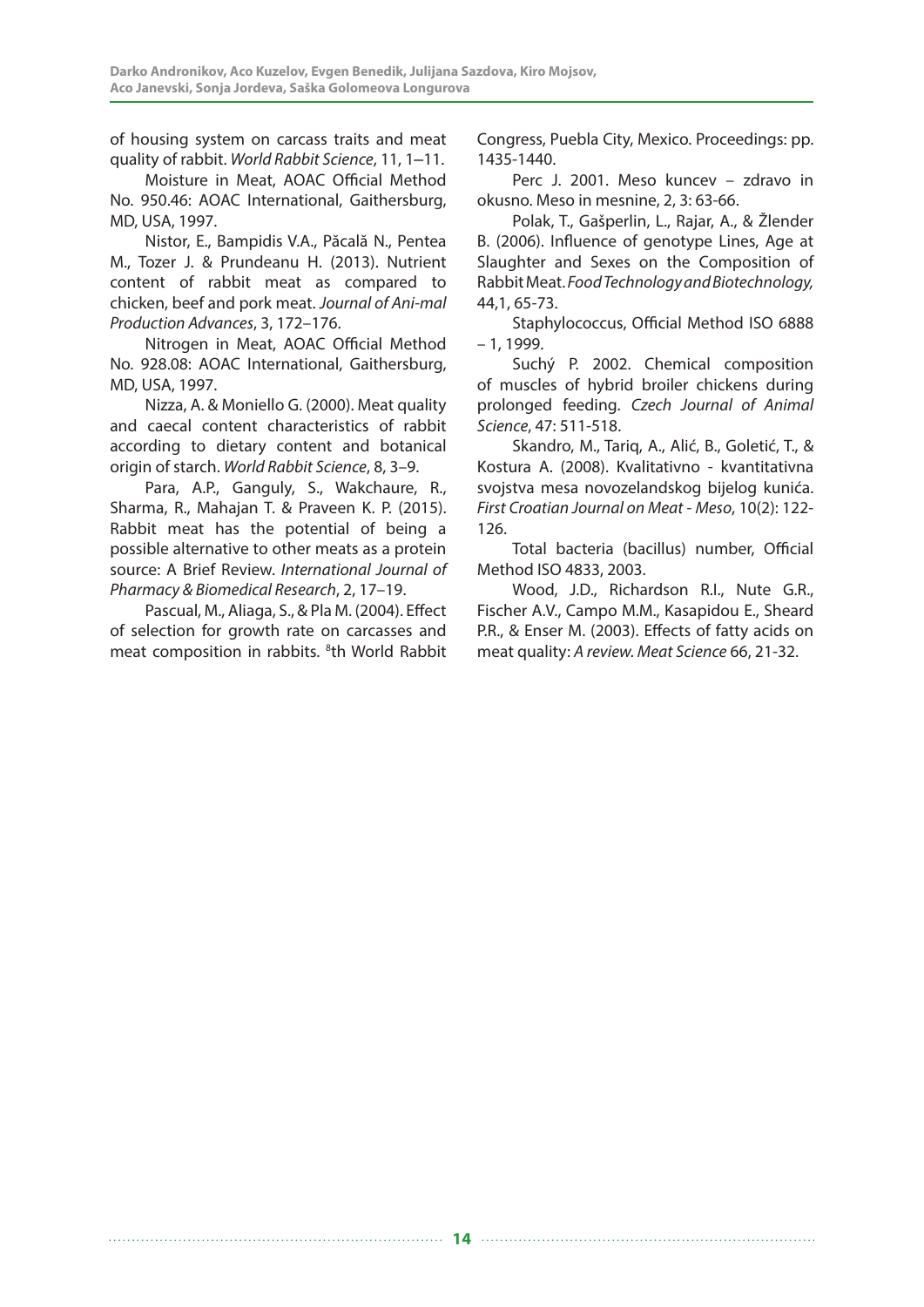of housing system on carcass traits and meat quality of rabbit. *World Rabbit Science*, 11, 1—11.

Moisture in Meat, AOAC Official Method No. 950.46: AOAC International, Gaithersburg, MD, USA, 1997.

Nistor, E., Bampidis V.A., Păcală N., Pentea M., Tozer J. & Prundeanu H. (2013). Nutrient content of rabbit meat as compared to chicken, beef and pork meat. *Journal of Ani-mal Production Advances*, 3, 172–176.

Nitrogen in Meat, AOAC Official Method No. 928.08: AOAC International, Gaithersburg, MD, USA, 1997.

Nizza, A. & Moniello G. (2000). Meat quality and caecal content characteristics of rabbit according to dietary content and botanical origin of starch. *World Rabbit Science*, 8, 3–9.

Para, A.P., Ganguly, S., Wakchaure, R., Sharma, R., Mahajan T. & Praveen K. P. (2015). Rabbit meat has the potential of being a possible alternative to other meats as a protein source: A Brief Review. *International Journal of Pharmacy & Biomedical Research*, 2, 17–19.

Pascual, M., Aliaga, S., & Pla M. (2004). Effect of selection for growth rate on carcasses and meat composition in rabbits. [8]th World Rabbit Congress, Puebla City, Mexico. Proceedings: pp. 1435-1440.

Perc J. 2001. Meso kuncev – zdravo in okusno. Meso in mesnine, 2, 3: 63-66.

Polak, T., Gašperlin, L., Rajar, A., & Žlender B. (2006). Influence of genotype Lines, Age at Slaughter and Sexes on the Composition of Rabbit Meat. *Food Technology and Biotechnology*, 44,1, 65-73.

Staphylococcus, Official Method ISO 6888 – 1, 1999.

Suchý P. 2002. Chemical composition of muscles of hybrid broiler chickens during prolonged feeding. *Czech Journal of Animal Science*, 47: 511-518.

Skandro, M., Tariq, A., Alić, B., Goletić, T., & Kostura A. (2008). Kvalitativno - kvantitativna svojstva mesa novozelandskog bijelog kunića. *First Croatian Journal on Meat - Meso*, 10(2): 122-126.

Total bacteria (bacillus) number, Official Method ISO 4833, 2003.

Wood, J.D., Richardson R.I., Nute G.R., Fischer A.V., Campo M.M., Kasapidou E., Sheard P.R., & Enser M. (2003). Effects of fatty acids on meat quality: *A review. Meat Science* 66, 21-32.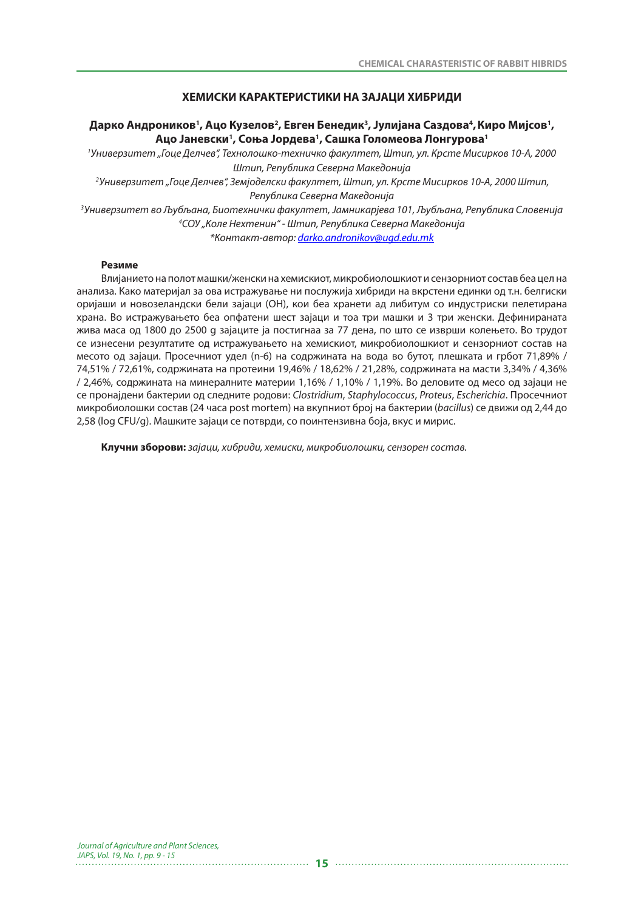## ХЕМИСКИ КАРАКТЕРИСТИКИ НА ЗАЈАЦИ ХИБРИДИ

**Дарко Андроников[1], Ацо Кузелов[2], Евген Бенедик[3], Јулијана Саздова[4], Киро Мијсов[1], Ацо Јаневски[1], Соња Јордева[1], Сашка Голомеова Лонгурова[1]**

*[1]Универзитет „Гоце Делчев", Технолошко-техничко факултет, Штип, ул. Крсте Мисирков 10-А, 2000 Штип, Република Северна Македонија*

*[2]Универзитет „Гоце Делчев", Земјоделски факултет, Штип, ул. Крсте Мисирков 10-А, 2000 Штип, Република Северна Македонија*

*[3]Универзитет во Љубљана, Биотехнички факултет, Јамникарјева 101, Љубљана, Република Словенија*

*[4]СОУ „Коле Нехтенин" - Штип, Република Северна Македонија*

*\*Контакт-автор: darko.andronikov@ugd.edu.mk*

**Резиме**

Влијанието на полот машки/женски на хемискиот, микробиолошкиот и сензорниот состав беа цел на анализа. Како материјал за ова истражување ни послужија хибриди на вкрстени единки од т.н. белгиски оријаши и новозеландски бели зајаци (ОН), кои беа хранети ад либитум со индустриски пелетирана храна. Во истражувањето беа опфатени шест зајаци и тоа три машки и 3 три женски. Дефинираната жива маса од 1800 до 2500 g зајаците ја постигнаа за 77 дена, по што се изврши колењето. Во трудот се изнесени резултатите од истражувањето на хемискиот, микробиолошкиот и сензорниот состав на месото од зајаци. Просечниот удел (n-6) на содржината на вода во бутот, плешката и грбот 71,89% / 74,51% / 72,61%, содржината на протеини 19,46% / 18,62% / 21,28%, содржината на масти 3,34% / 4,36% / 2,46%, содржината на минералните материи 1,16% / 1,10% / 1,19%. Во деловите од месо од зајаци не се пронајдени бактерии од следните родови: *Clostridium*, *Staphylococcus*, *Proteus*, *Escherichia*. Просечниот микробиолошки состав (24 часа post mortem) на вкупниот број на бактерии (*bacillus*) се движи од 2,44 до 2,58 (log CFU/g). Машките зајаци се потврди, со поинтензивна боја, вкус и мирис.

**Клучни зборови:** *зајаци, хибриди, хемиски, микробиолошки, сензорен состав.*